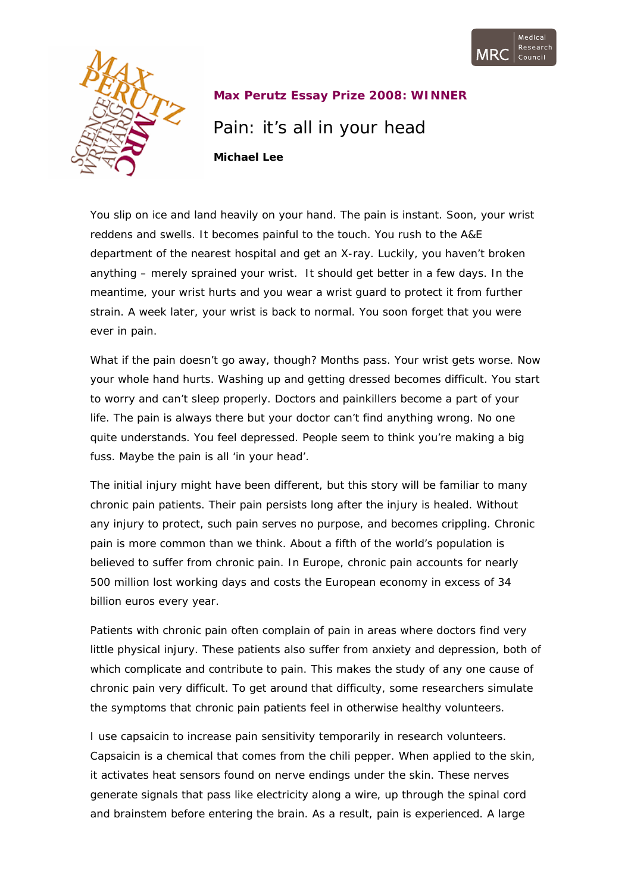**Max Perutz Essay Prize 2008: WINNER**

# Pain: it's all in your head

**Michael Lee**

You slip on ice and land heavily on your hand. The pain is instant. Soon, your wrist reddens and swells. It becomes painful to the touch. You rush to the A&E department of the nearest hospital and get an X-ray. Luckily, you haven't broken anything – merely sprained your wrist. It should get better in a few days. In the meantime, your wrist hurts and you wear a wrist guard to protect it from further strain. A week later, your wrist is back to normal. You soon forget that you were ever in pain.

What if the pain doesn't go away, though? Months pass. Your wrist gets worse. Now your whole hand hurts. Washing up and getting dressed becomes difficult. You start to worry and can't sleep properly. Doctors and painkillers become a part of your life. The pain is always there but your doctor can't find anything wrong. No one quite understands. You feel depressed. People seem to think you're making a big fuss. Maybe the pain is all 'in your head'.

The initial injury might have been different, but this story will be familiar to many chronic pain patients. Their pain persists long after the injury is healed. Without any injury to protect, such pain serves no purpose, and becomes crippling. Chronic pain is more common than we think. About a fifth of the world's population is believed to suffer from chronic pain. In Europe, chronic pain accounts for nearly 500 million lost working days and costs the European economy in excess of 34 billion euros every year.

Patients with chronic pain often complain of pain in areas where doctors find very little physical injury. These patients also suffer from anxiety and depression, both of which complicate and contribute to pain. This makes the study of any one cause of chronic pain very difficult. To get around that difficulty, some researchers simulate the symptoms that chronic pain patients feel in otherwise healthy volunteers.

I use capsaicin to increase pain sensitivity temporarily in research volunteers. Capsaicin is a chemical that comes from the chili pepper. When applied to the skin, it activates heat sensors found on nerve endings under the skin. These nerves generate signals that pass like electricity along a wire, up through the spinal cord and brainstem before entering the brain. As a result, pain is experienced. A large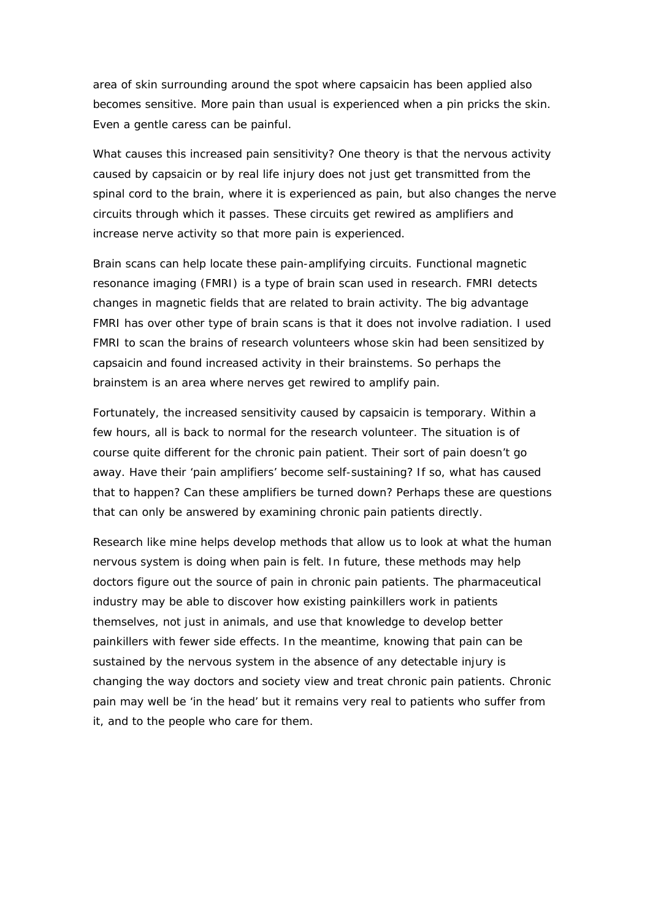area of skin surrounding around the spot where capsaicin has been applied also becomes sensitive. More pain than usual is experienced when a pin pricks the skin. Even a gentle caress can be painful.

What causes this increased pain sensitivity? One theory is that the nervous activity caused by capsaicin or by real life injury does not just get transmitted from the spinal cord to the brain, where it is experienced as pain, but also changes the nerve circuits through which it passes. These circuits get rewired as amplifiers and increase nerve activity so that more pain is experienced.

Brain scans can help locate these pain-amplifying circuits. Functional magnetic resonance imaging (FMRI) is a type of brain scan used in research. FMRI detects changes in magnetic fields that are related to brain activity. The big advantage FMRI has over other type of brain scans is that it does not involve radiation. I used FMRI to scan the brains of research volunteers whose skin had been sensitized by capsaicin and found increased activity in their brainstems. So perhaps the brainstem is an area where nerves get rewired to amplify pain.

Fortunately, the increased sensitivity caused by capsaicin is temporary. Within a few hours, all is back to normal for the research volunteer. The situation is of course quite different for the chronic pain patient. Their sort of pain doesn't go away. Have their 'pain amplifiers' become self-sustaining? If so, what has caused that to happen? Can these amplifiers be turned down? Perhaps these are questions that can only be answered by examining chronic pain patients directly.

Research like mine helps develop methods that allow us to look at what the human nervous system is doing when pain is felt. In future, these methods may help doctors figure out the source of pain in chronic pain patients. The pharmaceutical industry may be able to discover how existing painkillers work in patients themselves, not just in animals, and use that knowledge to develop better painkillers with fewer side effects. In the meantime, knowing that pain can be sustained by the nervous system in the absence of any detectable injury is changing the way doctors and society view and treat chronic pain patients. Chronic pain may well be 'in the head' but it remains very real to patients who suffer from it, and to the people who care for them.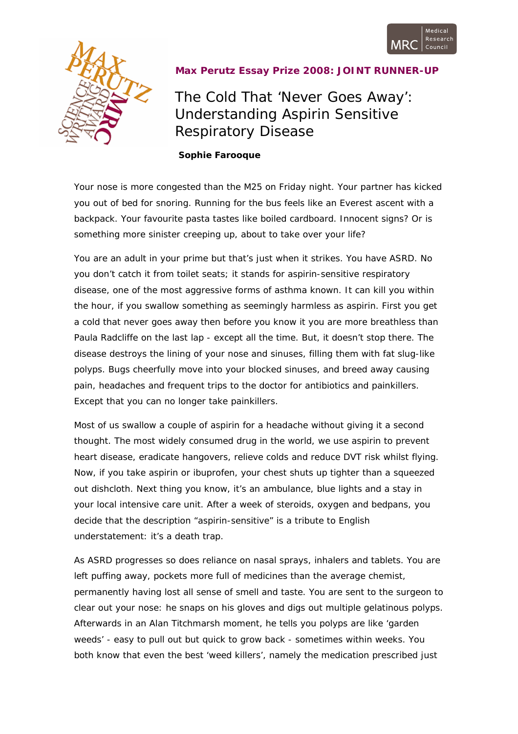**Max Perutz Essay Prize 2008: JOINT RUNNER-UP**

# The Cold That 'Never Goes Away': Understanding Aspirin Sensitive Respiratory Disease

**Sophie Farooque**

Your nose is more congested than the M25 on Friday night. Your partner has kicked you out of bed for snoring. Running for the bus feels like an Everest ascent with a backpack. Your favourite pasta tastes like boiled cardboard. Innocent signs? Or is something more sinister creeping up, about to take over your life?

You are an adult in your prime but that's just when it strikes. You have ASRD. No you don't catch it from toilet seats; it stands for aspirin-sensitive respiratory disease, one of the most aggressive forms of asthma known. It can kill you within the hour, if you swallow something as seemingly harmless as aspirin. First you get a cold that never goes away then before you know it you are more breathless than Paula Radcliffe on the last lap - except all the time. But, it doesn't stop there. The disease destroys the lining of your nose and sinuses, filling them with fat slug-like polyps. Bugs cheerfully move into your blocked sinuses, and breed away causing pain, headaches and frequent trips to the doctor for antibiotics and painkillers. Except that you can no longer take painkillers.

Most of us swallow a couple of aspirin for a headache without giving it a second thought. The most widely consumed drug in the world, we use aspirin to prevent heart disease, eradicate hangovers, relieve colds and reduce DVT risk whilst flying. Now, if you take aspirin or ibuprofen, your chest shuts up tighter than a squeezed out dishcloth. Next thing you know, it's an ambulance, blue lights and a stay in your local intensive care unit. After a week of steroids, oxygen and bedpans, you decide that the description "aspirin-sensitive" is a tribute to English understatement: it's a death trap.

As ASRD progresses so does reliance on nasal sprays, inhalers and tablets. You are left puffing away, pockets more full of medicines than the average chemist, permanently having lost all sense of smell and taste. You are sent to the surgeon to clear out your nose: he snaps on his gloves and digs out multiple gelatinous polyps. Afterwards in an Alan Titchmarsh moment, he tells you polyps are like 'garden weeds' - easy to pull out but quick to grow back - sometimes within weeks. You both know that even the best 'weed killers', namely the medication prescribed just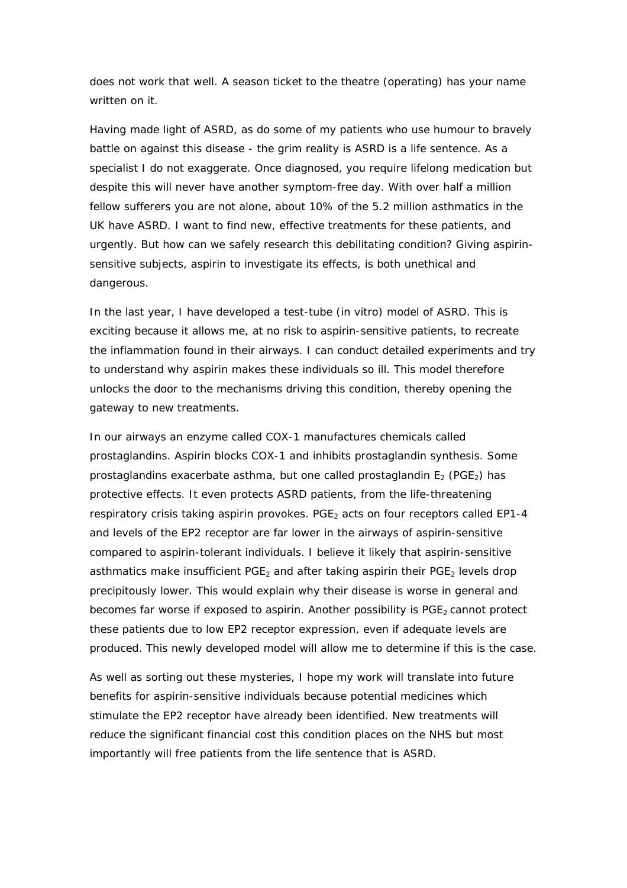does not work that well. A season ticket to the theatre (operating) has your name written on it.

Having made light of ASRD, as do some of my patients who use humour to bravely battle on against this disease - the grim reality is ASRD is a life sentence. As a specialist I do not exaggerate. Once diagnosed, you require lifelong medication but despite this will never have another symptom-free day. With over half a million fellow sufferers you are not alone, about 10% of the 5.2 million asthmatics in the UK have ASRD. I want to find new, effective treatments for these patients, and urgently. But how can we safely research this debilitating condition? Giving aspirin-sensitive subjects, aspirin to investigate its effects, is both unethical and dangerous.

In the last year, I have developed a test-tube (in vitro) model of ASRD. This is exciting because it allows me, at no risk to aspirin-sensitive patients, to recreate the inflammation found in their airways. I can conduct detailed experiments and try to understand why aspirin makes these individuals so ill. This model therefore unlocks the door to the mechanisms driving this condition, thereby opening the gateway to new treatments.

In our airways an enzyme called COX-1 manufactures chemicals called prostaglandins. Aspirin blocks COX-1 and inhibits prostaglandin synthesis. Some prostaglandins exacerbate asthma, but one called prostaglandin $E_2$ ($PGE_2$) has protective effects. It even protects ASRD patients, from the life-threatening respiratory crisis taking aspirin provokes. $PGE_2$ acts on four receptors called EP1-4 and levels of the EP2 receptor are far lower in the airways of aspirin-sensitive compared to aspirin-tolerant individuals. I believe it likely that aspirin-sensitive asthmatics make insufficient $PGE_2$ and after taking aspirin their $PGE_2$ levels drop precipitously lower. This would explain why their disease is worse in general and becomes far worse if exposed to aspirin. Another possibility is $PGE_2$ cannot protect these patients due to low EP2 receptor expression, even if adequate levels are produced. This newly developed model will allow me to determine if this is the case.

As well as sorting out these mysteries, I hope my work will translate into future benefits for aspirin-sensitive individuals because potential medicines which stimulate the EP2 receptor have already been identified. New treatments will reduce the significant financial cost this condition places on the NHS but most importantly will free patients from the life sentence that is ASRD.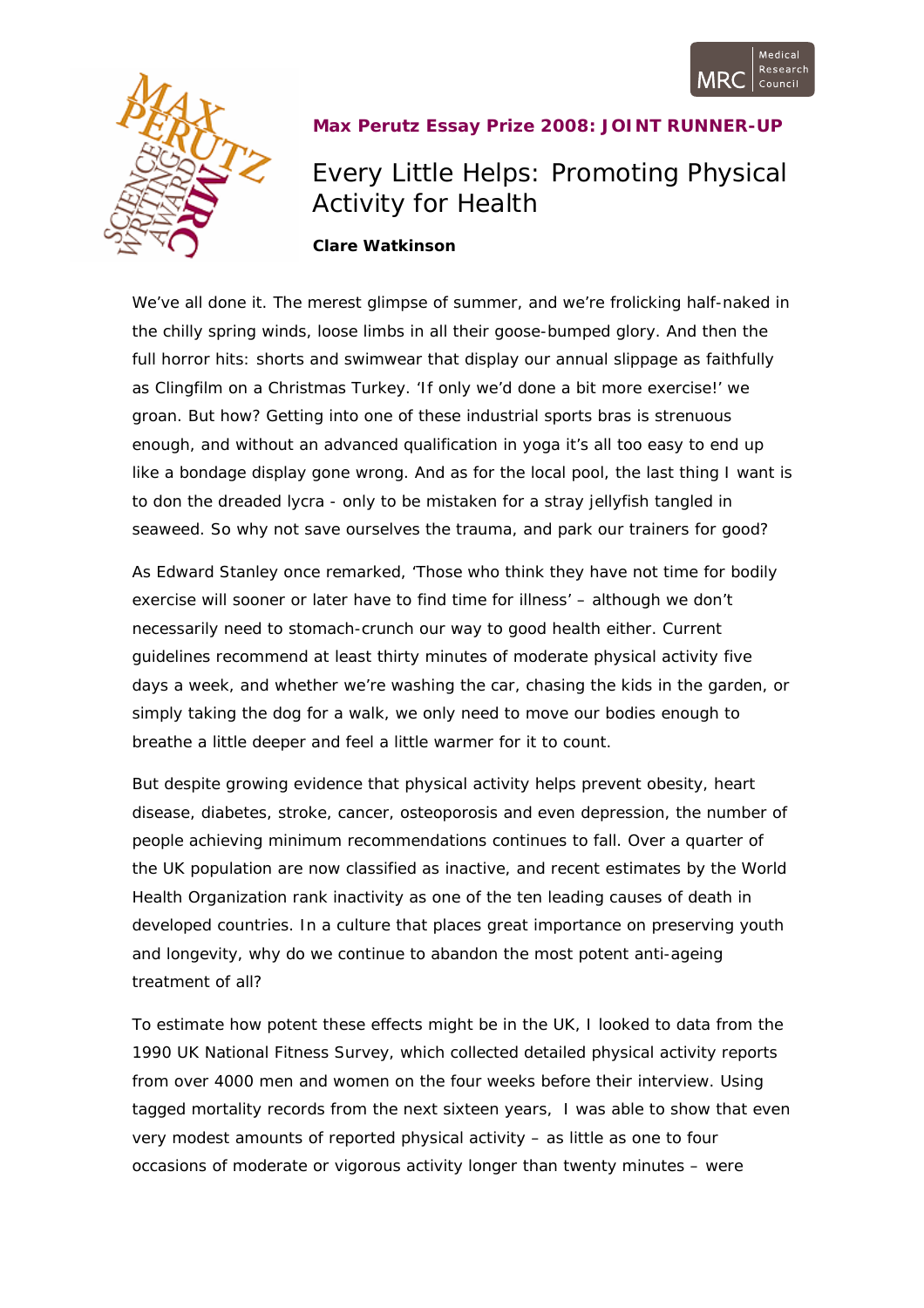**Max Perutz Essay Prize 2008: JOINT RUNNER-UP**

# Every Little Helps: Promoting Physical Activity for Health

**Clare Watkinson**

We've all done it. The merest glimpse of summer, and we're frolicking half-naked in the chilly spring winds, loose limbs in all their goose-bumped glory. And then the full horror hits: shorts and swimwear that display our annual slippage as faithfully as Clingfilm on a Christmas Turkey. 'If only we'd done a bit more exercise!' we groan. But how? Getting into one of these industrial sports bras is strenuous enough, and without an advanced qualification in yoga it's all too easy to end up like a bondage display gone wrong. And as for the local pool, the last thing I want is to don the dreaded lycra - only to be mistaken for a stray jellyfish tangled in seaweed. So why not save ourselves the trauma, and park our trainers for good?

As Edward Stanley once remarked, 'Those who think they have not time for bodily exercise will sooner or later have to find time for illness' – although we don't necessarily need to stomach-crunch our way to good health either. Current guidelines recommend at least thirty minutes of moderate physical activity five days a week, and whether we're washing the car, chasing the kids in the garden, or simply taking the dog for a walk, we only need to move our bodies enough to breathe a little deeper and feel a little warmer for it to count.

But despite growing evidence that physical activity helps prevent obesity, heart disease, diabetes, stroke, cancer, osteoporosis and even depression, the number of people achieving minimum recommendations continues to fall. Over a quarter of the UK population are now classified as inactive, and recent estimates by the World Health Organization rank inactivity as one of the ten leading causes of death in developed countries. In a culture that places great importance on preserving youth and longevity, why do we continue to abandon the most potent anti-ageing treatment of all?

To estimate how potent these effects might be in the UK, I looked to data from the 1990 UK National Fitness Survey, which collected detailed physical activity reports from over 4000 men and women on the four weeks before their interview. Using tagged mortality records from the next sixteen years, I was able to show that even very modest amounts of reported physical activity – as little as one to four occasions of moderate or vigorous activity longer than twenty minutes – were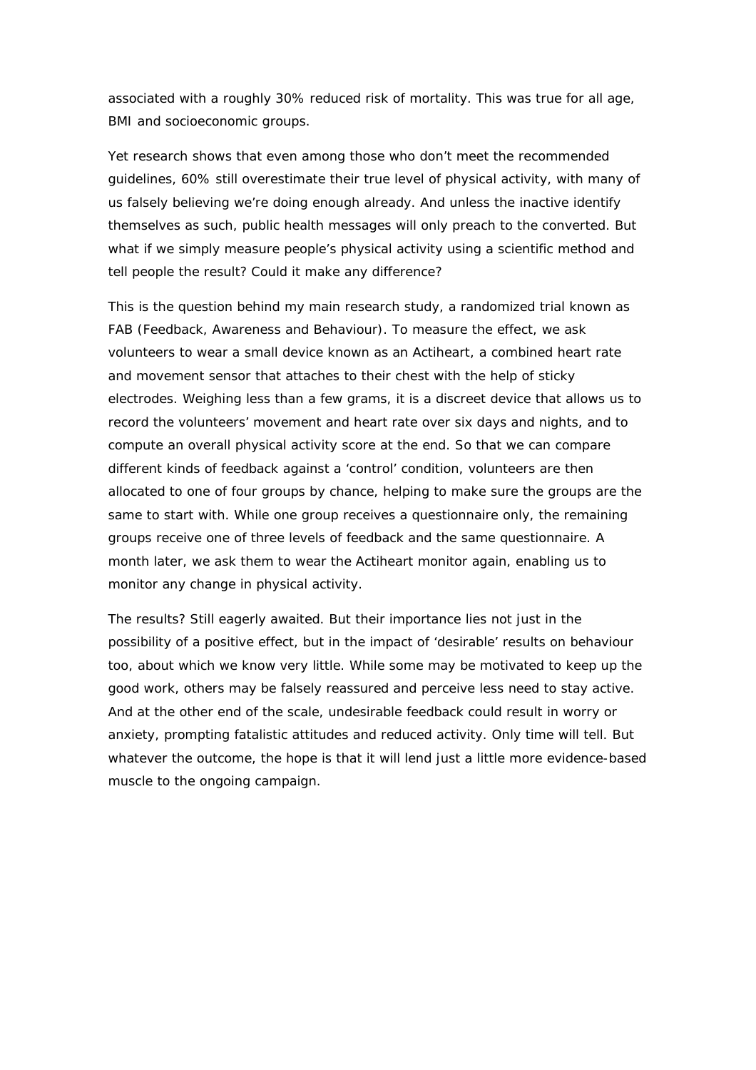associated with a roughly 30% reduced risk of mortality. This was true for all age, BMI and socioeconomic groups.

Yet research shows that even among those who don't meet the recommended guidelines, 60% still overestimate their true level of physical activity, with many of us falsely believing we're doing enough already. And unless the inactive identify themselves as such, public health messages will only preach to the converted. But what if we simply measure people's physical activity using a scientific method and tell people the result? Could it make any difference?

This is the question behind my main research study, a randomized trial known as FAB (Feedback, Awareness and Behaviour). To measure the effect, we ask volunteers to wear a small device known as an Actiheart, a combined heart rate and movement sensor that attaches to their chest with the help of sticky electrodes. Weighing less than a few grams, it is a discreet device that allows us to record the volunteers' movement and heart rate over six days and nights, and to compute an overall physical activity score at the end. So that we can compare different kinds of feedback against a 'control' condition, volunteers are then allocated to one of four groups by chance, helping to make sure the groups are the same to start with. While one group receives a questionnaire only, the remaining groups receive one of three levels of feedback and the same questionnaire. A month later, we ask them to wear the Actiheart monitor again, enabling us to monitor any change in physical activity.

The results? Still eagerly awaited. But their importance lies not just in the possibility of a positive effect, but in the impact of 'desirable' results on behaviour too, about which we know very little. While some may be motivated to keep up the good work, others may be falsely reassured and perceive less need to stay active. And at the other end of the scale, undesirable feedback could result in worry or anxiety, prompting fatalistic attitudes and reduced activity. Only time will tell. But whatever the outcome, the hope is that it will lend just a little more evidence-based muscle to the ongoing campaign.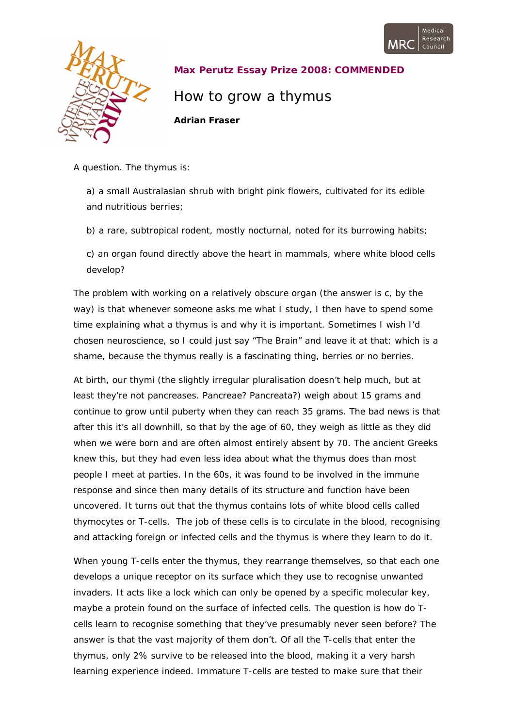**Max Perutz Essay Prize 2008: COMMENDED**

# How to grow a thymus

**Adrian Fraser**

A question. The thymus is:

a) a small Australasian shrub with bright pink flowers, cultivated for its edible and nutritious berries;

b) a rare, subtropical rodent, mostly nocturnal, noted for its burrowing habits;

c) an organ found directly above the heart in mammals, where white blood cells develop?

The problem with working on a relatively obscure organ (the answer is c, by the way) is that whenever someone asks me what I study, I then have to spend some time explaining what a thymus is and why it is important. Sometimes I wish I'd chosen neuroscience, so I could just say "The Brain" and leave it at that: which is a shame, because the thymus really is a fascinating thing, berries or no berries.

At birth, our thymi (the slightly irregular pluralisation doesn't help much, but at least they're not pancreases. Pancreae? Pancreata?) weigh about 15 grams and continue to grow until puberty when they can reach 35 grams. The bad news is that after this it's all downhill, so that by the age of 60, they weigh as little as they did when we were born and are often almost entirely absent by 70. The ancient Greeks knew this, but they had even less idea about what the thymus does than most people I meet at parties. In the 60s, it was found to be involved in the immune response and since then many details of its structure and function have been uncovered. It turns out that the thymus contains lots of white blood cells called thymocytes or T-cells. The job of these cells is to circulate in the blood, recognising and attacking foreign or infected cells and the thymus is where they learn to do it.

When young T-cells enter the thymus, they rearrange themselves, so that each one develops a unique receptor on its surface which they use to recognise unwanted invaders. It acts like a lock which can only be opened by a specific molecular key, maybe a protein found on the surface of infected cells. The question is how do T-cells learn to recognise something that they've presumably never seen before? The answer is that the vast majority of them don't. Of all the T-cells that enter the thymus, only 2% survive to be released into the blood, making it a very harsh learning experience indeed. Immature T-cells are tested to make sure that their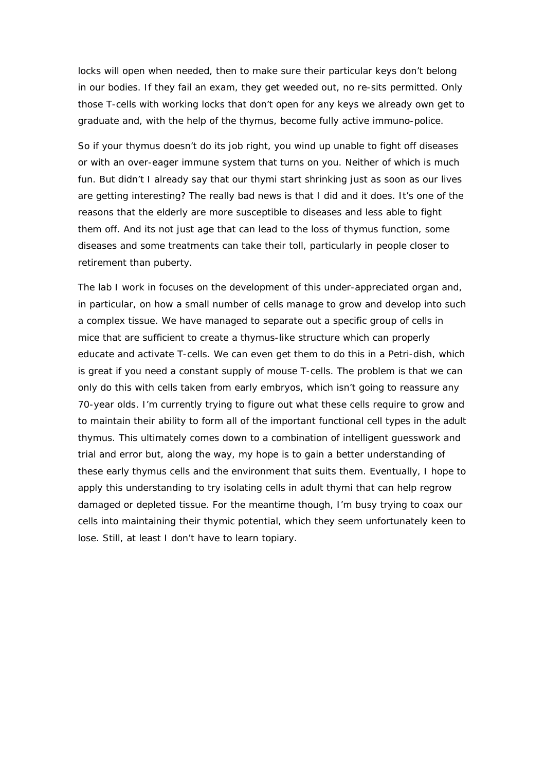locks will open when needed, then to make sure their particular keys don't belong in our bodies. If they fail an exam, they get weeded out, no re-sits permitted. Only those T-cells with working locks that don't open for any keys we already own get to graduate and, with the help of the thymus, become fully active immuno-police.

So if your thymus doesn't do its job right, you wind up unable to fight off diseases or with an over-eager immune system that turns on you. Neither of which is much fun. But didn't I already say that our thymi start shrinking just as soon as our lives are getting interesting? The really bad news is that I did and it does. It's one of the reasons that the elderly are more susceptible to diseases and less able to fight them off. And its not just age that can lead to the loss of thymus function, some diseases and some treatments can take their toll, particularly in people closer to retirement than puberty.

The lab I work in focuses on the development of this under-appreciated organ and, in particular, on how a small number of cells manage to grow and develop into such a complex tissue. We have managed to separate out a specific group of cells in mice that are sufficient to create a thymus-like structure which can properly educate and activate T-cells. We can even get them to do this in a Petri-dish, which is great if you need a constant supply of mouse T-cells. The problem is that we can only do this with cells taken from early embryos, which isn't going to reassure any 70-year olds. I'm currently trying to figure out what these cells require to grow and to maintain their ability to form all of the important functional cell types in the adult thymus. This ultimately comes down to a combination of intelligent guesswork and trial and error but, along the way, my hope is to gain a better understanding of these early thymus cells and the environment that suits them. Eventually, I hope to apply this understanding to try isolating cells in adult thymi that can help regrow damaged or depleted tissue. For the meantime though, I'm busy trying to coax our cells into maintaining their thymic potential, which they seem unfortunately keen to lose. Still, at least I don't have to learn topiary.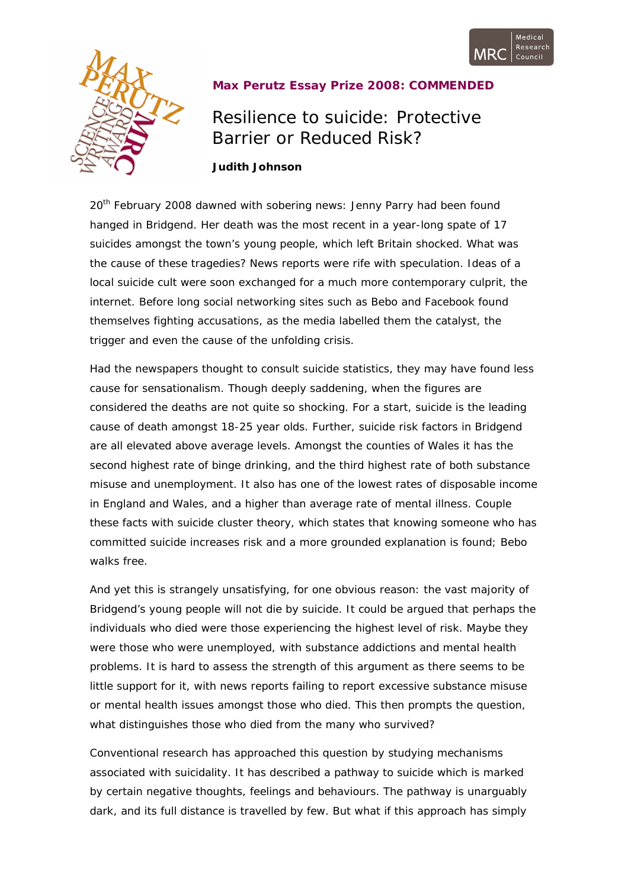**Max Perutz Essay Prize 2008: COMMENDED**

# Resilience to suicide: Protective Barrier or Reduced Risk?

**Judith Johnson**

20th February 2008 dawned with sobering news: Jenny Parry had been found hanged in Bridgend. Her death was the most recent in a year-long spate of 17 suicides amongst the town's young people, which left Britain shocked. What was the cause of these tragedies? News reports were rife with speculation. Ideas of a local suicide cult were soon exchanged for a much more contemporary culprit, the internet. Before long social networking sites such as Bebo and Facebook found themselves fighting accusations, as the media labelled them the catalyst, the trigger and even the cause of the unfolding crisis.

Had the newspapers thought to consult suicide statistics, they may have found less cause for sensationalism. Though deeply saddening, when the figures are considered the deaths are not quite so shocking. For a start, suicide is the leading cause of death amongst 18-25 year olds. Further, suicide risk factors in Bridgend are all elevated above average levels. Amongst the counties of Wales it has the second highest rate of binge drinking, and the third highest rate of both substance misuse and unemployment. It also has one of the lowest rates of disposable income in England and Wales, and a higher than average rate of mental illness. Couple these facts with suicide cluster theory, which states that knowing someone who has committed suicide increases risk and a more grounded explanation is found; Bebo walks free.

And yet this is strangely unsatisfying, for one obvious reason: the vast majority of Bridgend's young people will not die by suicide. It could be argued that perhaps the individuals who died were those experiencing the highest level of risk. Maybe they were those who were unemployed, with substance addictions and mental health problems. It is hard to assess the strength of this argument as there seems to be little support for it, with news reports failing to report excessive substance misuse or mental health issues amongst those who died. This then prompts the question, what distinguishes those who died from the many who survived?

Conventional research has approached this question by studying mechanisms associated with suicidality. It has described a pathway to suicide which is marked by certain negative thoughts, feelings and behaviours. The pathway is unarguably dark, and its full distance is travelled by few. But what if this approach has simply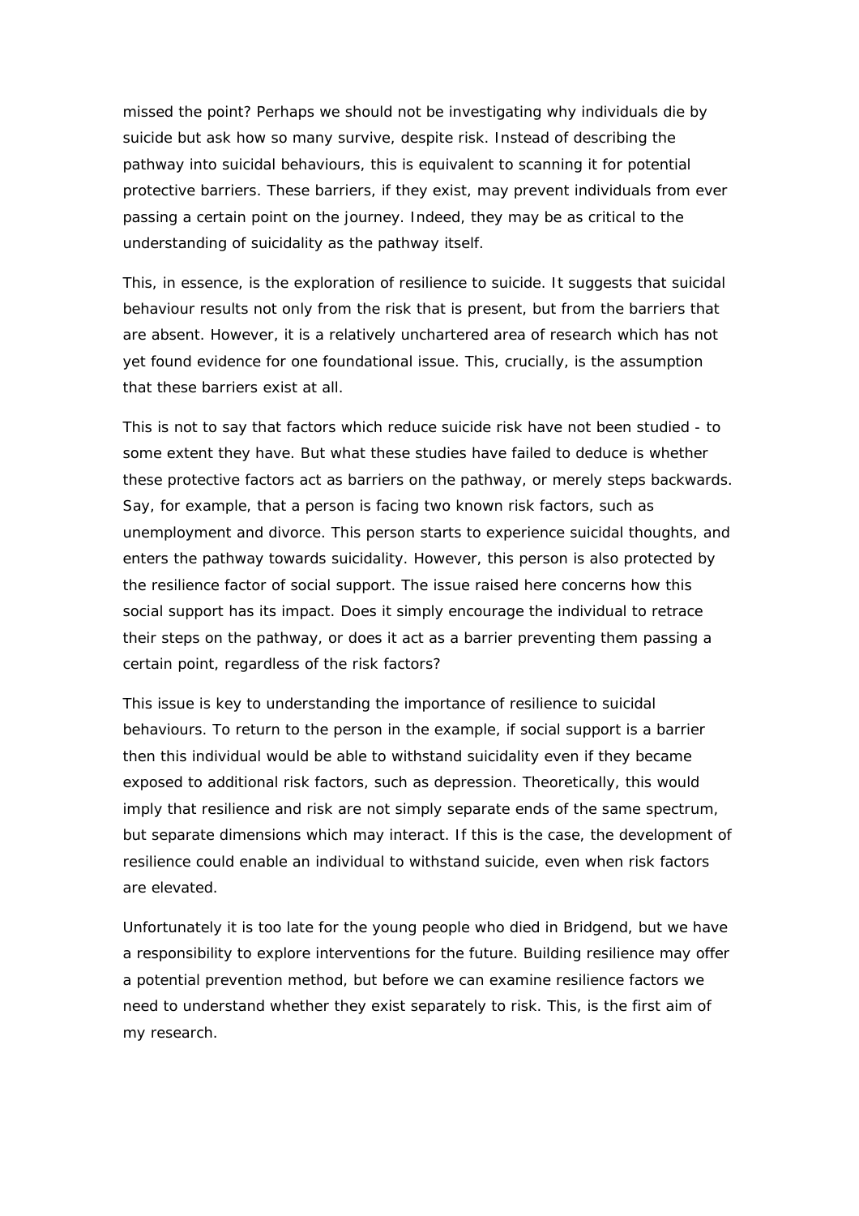missed the point? Perhaps we should not be investigating why individuals die by suicide but ask how so many survive, despite risk. Instead of describing the pathway into suicidal behaviours, this is equivalent to scanning it for potential protective barriers. These barriers, if they exist, may prevent individuals from ever passing a certain point on the journey. Indeed, they may be as critical to the understanding of suicidality as the pathway itself.

This, in essence, is the exploration of resilience to suicide. It suggests that suicidal behaviour results not only from the risk that is present, but from the barriers that are absent. However, it is a relatively unchartered area of research which has not yet found evidence for one foundational issue. This, crucially, is the assumption that these barriers exist at all.

This is not to say that factors which reduce suicide risk have not been studied - to some extent they have. But what these studies have failed to deduce is whether these protective factors act as barriers on the pathway, or merely steps backwards. Say, for example, that a person is facing two known risk factors, such as unemployment and divorce. This person starts to experience suicidal thoughts, and enters the pathway towards suicidality. However, this person is also protected by the resilience factor of social support. The issue raised here concerns how this social support has its impact. Does it simply encourage the individual to retrace their steps on the pathway, or does it act as a barrier preventing them passing a certain point, regardless of the risk factors?

This issue is key to understanding the importance of resilience to suicidal behaviours. To return to the person in the example, if social support is a barrier then this individual would be able to withstand suicidality even if they became exposed to additional risk factors, such as depression. Theoretically, this would imply that resilience and risk are not simply separate ends of the same spectrum, but separate dimensions which may interact. If this is the case, the development of resilience could enable an individual to withstand suicide, even when risk factors are elevated.

Unfortunately it is too late for the young people who died in Bridgend, but we have a responsibility to explore interventions for the future. Building resilience may offer a potential prevention method, but before we can examine resilience factors we need to understand whether they exist separately to risk. This, is the first aim of my research.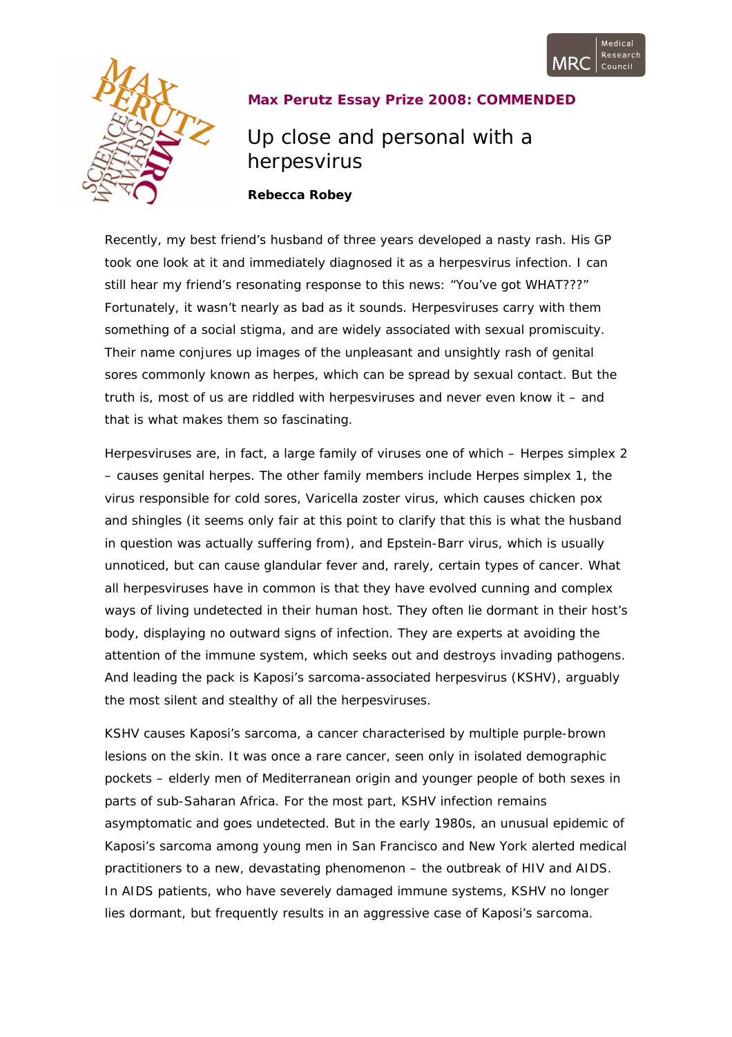**Max Perutz Essay Prize 2008: COMMENDED**

# Up close and personal with a herpesvirus

**Rebecca Robey**

Recently, my best friend's husband of three years developed a nasty rash. His GP took one look at it and immediately diagnosed it as a herpesvirus infection. I can still hear my friend's resonating response to this news: "You've got WHAT???" Fortunately, it wasn't nearly as bad as it sounds. Herpesviruses carry with them something of a social stigma, and are widely associated with sexual promiscuity. Their name conjures up images of the unpleasant and unsightly rash of genital sores commonly known as herpes, which can be spread by sexual contact. But the truth is, most of us are riddled with herpesviruses and never even know it – and that is what makes them so fascinating.

Herpesviruses are, in fact, a large family of viruses one of which – Herpes simplex 2 – causes genital herpes. The other family members include Herpes simplex 1, the virus responsible for cold sores, Varicella zoster virus, which causes chicken pox and shingles (it seems only fair at this point to clarify that this is what the husband in question was actually suffering from), and Epstein-Barr virus, which is usually unnoticed, but can cause glandular fever and, rarely, certain types of cancer. What all herpesviruses have in common is that they have evolved cunning and complex ways of living undetected in their human host. They often lie dormant in their host's body, displaying no outward signs of infection. They are experts at avoiding the attention of the immune system, which seeks out and destroys invading pathogens. And leading the pack is Kaposi's sarcoma-associated herpesvirus (KSHV), arguably the most silent and stealthy of all the herpesviruses.

KSHV causes Kaposi's sarcoma, a cancer characterised by multiple purple-brown lesions on the skin. It was once a rare cancer, seen only in isolated demographic pockets – elderly men of Mediterranean origin and younger people of both sexes in parts of sub-Saharan Africa. For the most part, KSHV infection remains asymptomatic and goes undetected. But in the early 1980s, an unusual epidemic of Kaposi's sarcoma among young men in San Francisco and New York alerted medical practitioners to a new, devastating phenomenon – the outbreak of HIV and AIDS. In AIDS patients, who have severely damaged immune systems, KSHV no longer lies dormant, but frequently results in an aggressive case of Kaposi's sarcoma.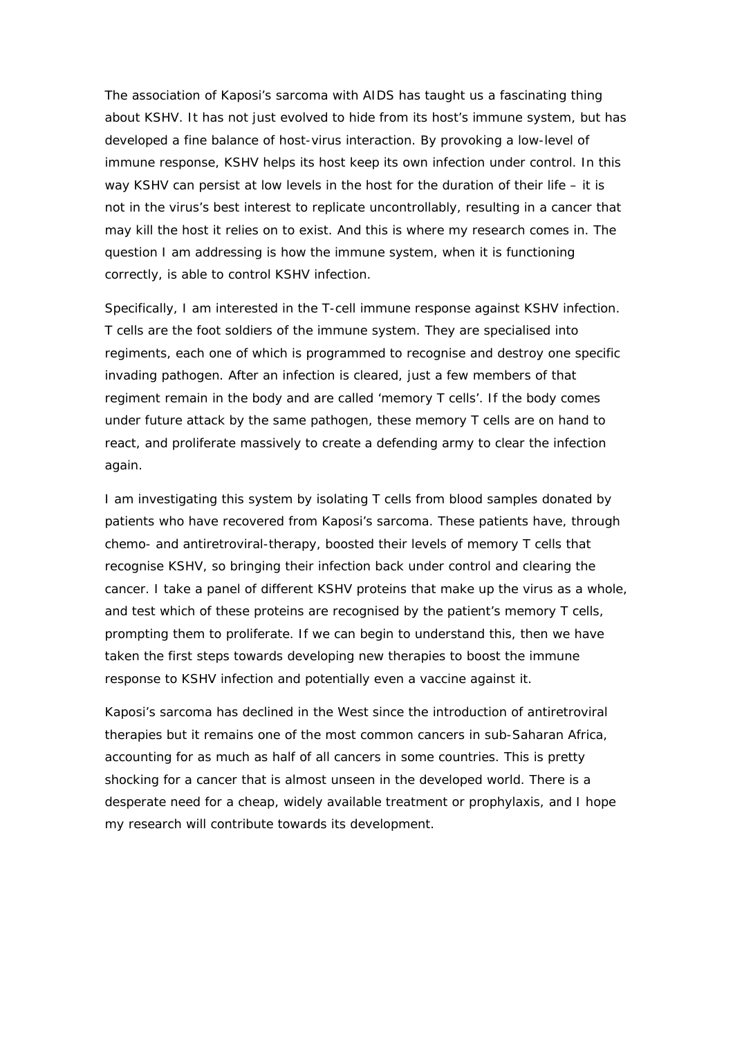The association of Kaposi's sarcoma with AIDS has taught us a fascinating thing about KSHV. It has not just evolved to hide from its host's immune system, but has developed a fine balance of host-virus interaction. By provoking a low-level of immune response, KSHV helps its host keep its own infection under control. In this way KSHV can persist at low levels in the host for the duration of their life – it is not in the virus's best interest to replicate uncontrollably, resulting in a cancer that may kill the host it relies on to exist. And this is where my research comes in. The question I am addressing is how the immune system, when it is functioning correctly, is able to control KSHV infection.

Specifically, I am interested in the T-cell immune response against KSHV infection. T cells are the foot soldiers of the immune system. They are specialised into regiments, each one of which is programmed to recognise and destroy one specific invading pathogen. After an infection is cleared, just a few members of that regiment remain in the body and are called 'memory T cells'. If the body comes under future attack by the same pathogen, these memory T cells are on hand to react, and proliferate massively to create a defending army to clear the infection again.

I am investigating this system by isolating T cells from blood samples donated by patients who have recovered from Kaposi's sarcoma. These patients have, through chemo- and antiretroviral-therapy, boosted their levels of memory T cells that recognise KSHV, so bringing their infection back under control and clearing the cancer. I take a panel of different KSHV proteins that make up the virus as a whole, and test which of these proteins are recognised by the patient's memory T cells, prompting them to proliferate. If we can begin to understand this, then we have taken the first steps towards developing new therapies to boost the immune response to KSHV infection and potentially even a vaccine against it.

Kaposi's sarcoma has declined in the West since the introduction of antiretroviral therapies but it remains one of the most common cancers in sub-Saharan Africa, accounting for as much as half of all cancers in some countries. This is pretty shocking for a cancer that is almost unseen in the developed world. There is a desperate need for a cheap, widely available treatment or prophylaxis, and I hope my research will contribute towards its development.